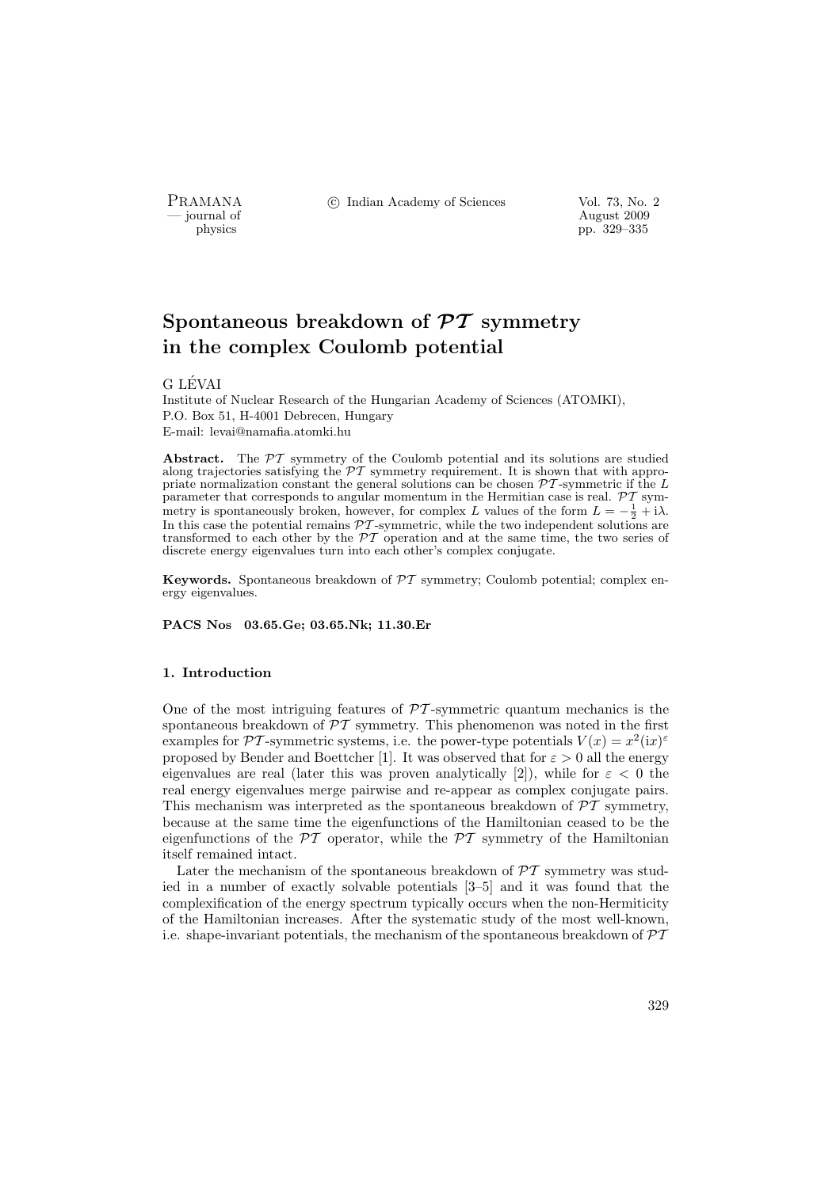# Spontaneous breakdown of $\mathcal{PT}$ symmetry in the complex Coulomb potential

G LÉVAI

Institute of Nuclear Research of the Hungarian Academy of Sciences (ATOMKI),
P.O. Box 51, H-4001 Debrecen, Hungary
E-mail: levai@namafia.atomki.hu

**Abstract.** The $\mathcal{PT}$ symmetry of the Coulomb potential and its solutions are studied along trajectories satisfying the $\mathcal{PT}$ symmetry requirement. It is shown that with appropriate normalization constant the general solutions can be chosen $\mathcal{PT}$-symmetric if the $L$ parameter that corresponds to angular momentum in the Hermitian case is real. $\mathcal{PT}$ symmetry is spontaneously broken, however, for complex $L$ values of the form $L = -\frac{1}{2} + \mathrm{i}\lambda$. In this case the potential remains $\mathcal{PT}$-symmetric, while the two independent solutions are transformed to each other by the $\mathcal{PT}$ operation and at the same time, the two series of discrete energy eigenvalues turn into each other's complex conjugate.

**Keywords.** Spontaneous breakdown of $\mathcal{PT}$ symmetry; Coulomb potential; complex energy eigenvalues.

**PACS Nos** 03.65.Ge; 03.65.Nk; 11.30.Er

## 1. Introduction

One of the most intriguing features of $\mathcal{PT}$-symmetric quantum mechanics is the spontaneous breakdown of $\mathcal{PT}$ symmetry. This phenomenon was noted in the first examples for $\mathcal{PT}$-symmetric systems, i.e. the power-type potentials $V(x) = x^2(\mathrm{i}x)^\varepsilon$ proposed by Bender and Boettcher [1]. It was observed that for $\varepsilon > 0$ all the energy eigenvalues are real (later this was proven analytically [2]), while for $\varepsilon < 0$ the real energy eigenvalues merge pairwise and re-appear as complex conjugate pairs. This mechanism was interpreted as the spontaneous breakdown of $\mathcal{PT}$ symmetry, because at the same time the eigenfunctions of the Hamiltonian ceased to be the eigenfunctions of the $\mathcal{PT}$ operator, while the $\mathcal{PT}$ symmetry of the Hamiltonian itself remained intact.

Later the mechanism of the spontaneous breakdown of $\mathcal{PT}$ symmetry was studied in a number of exactly solvable potentials [3–5] and it was found that the complexification of the energy spectrum typically occurs when the non-Hermiticity of the Hamiltonian increases. After the systematic study of the most well-known, i.e. shape-invariant potentials, the mechanism of the spontaneous breakdown of $\mathcal{PT}$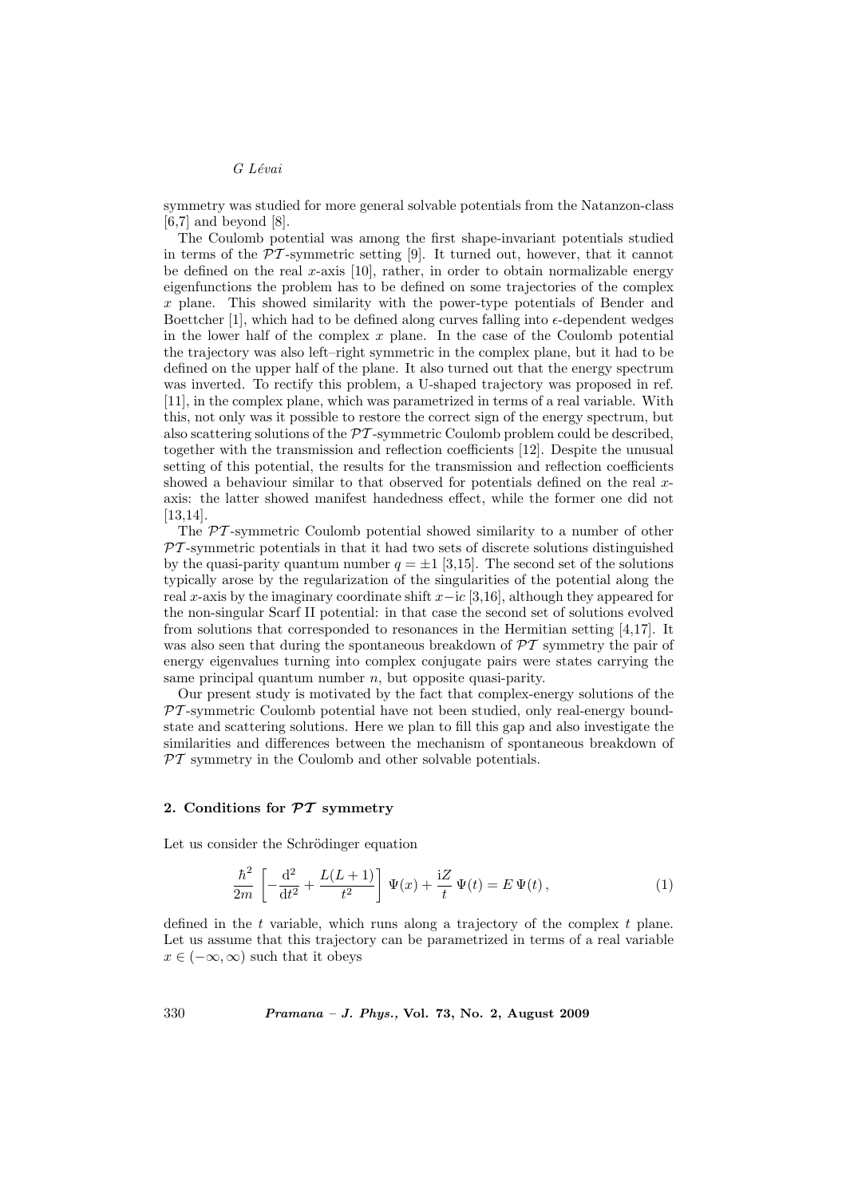symmetry was studied for more general solvable potentials from the Natanzon-class [6,7] and beyond [8].

The Coulomb potential was among the first shape-invariant potentials studied in terms of the $\mathcal{PT}$-symmetric setting [9]. It turned out, however, that it cannot be defined on the real $x$-axis [10], rather, in order to obtain normalizable energy eigenfunctions the problem has to be defined on some trajectories of the complex $x$ plane. This showed similarity with the power-type potentials of Bender and Boettcher [1], which had to be defined along curves falling into $\epsilon$-dependent wedges in the lower half of the complex $x$ plane. In the case of the Coulomb potential the trajectory was also left–right symmetric in the complex plane, but it had to be defined on the upper half of the plane. It also turned out that the energy spectrum was inverted. To rectify this problem, a U-shaped trajectory was proposed in ref. [11], in the complex plane, which was parametrized in terms of a real variable. With this, not only was it possible to restore the correct sign of the energy spectrum, but also scattering solutions of the $\mathcal{PT}$-symmetric Coulomb problem could be described, together with the transmission and reflection coefficients [12]. Despite the unusual setting of this potential, the results for the transmission and reflection coefficients showed a behaviour similar to that observed for potentials defined on the real $x$-axis: the latter showed manifest handedness effect, while the former one did not [13,14].

The $\mathcal{PT}$-symmetric Coulomb potential showed similarity to a number of other $\mathcal{PT}$-symmetric potentials in that it had two sets of discrete solutions distinguished by the quasi-parity quantum number $q = \pm 1$ [3,15]. The second set of the solutions typically arose by the regularization of the singularities of the potential along the real $x$-axis by the imaginary coordinate shift $x - \mathrm{i}c$ [3,16], although they appeared for the non-singular Scarf II potential: in that case the second set of solutions evolved from solutions that corresponded to resonances in the Hermitian setting [4,17]. It was also seen that during the spontaneous breakdown of $\mathcal{PT}$ symmetry the pair of energy eigenvalues turning into complex conjugate pairs were states carrying the same principal quantum number $n$, but opposite quasi-parity.

Our present study is motivated by the fact that complex-energy solutions of the $\mathcal{PT}$-symmetric Coulomb potential have not been studied, only real-energy bound-state and scattering solutions. Here we plan to fill this gap and also investigate the similarities and differences between the mechanism of spontaneous breakdown of $\mathcal{PT}$ symmetry in the Coulomb and other solvable potentials.

## 2. Conditions for $\mathcal{PT}$ symmetry

Let us consider the Schrödinger equation

$$\frac{\hbar^2}{2m}\left[-\frac{\mathrm{d}^2}{\mathrm{d}t^2}+\frac{L(L+1)}{t^2}\right]\Psi(x)+\frac{\mathrm{i}Z}{t}\,\Psi(t)=E\,\Psi(t)\,, \tag{1}$$

defined in the $t$ variable, which runs along a trajectory of the complex $t$ plane. Let us assume that this trajectory can be parametrized in terms of a real variable $x \in (-\infty, \infty)$ such that it obeys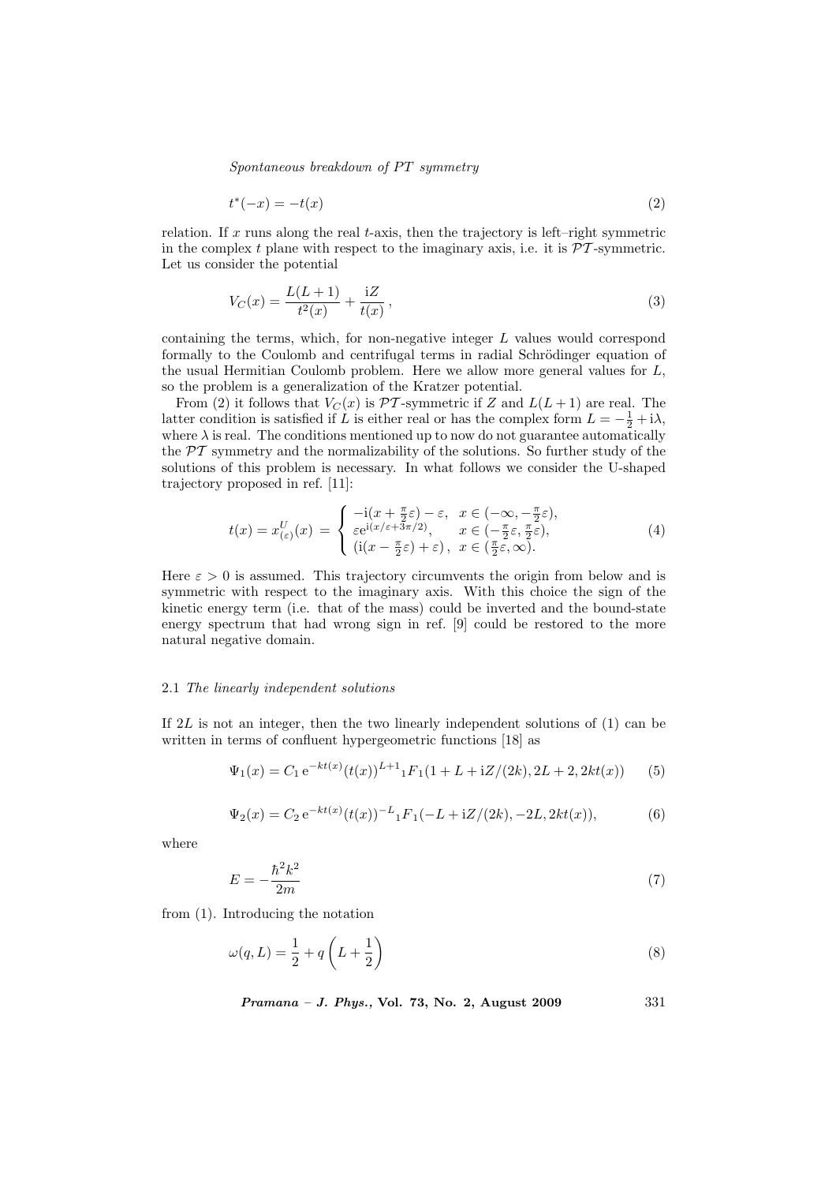$$t^*(-x) = -t(x) \tag{2}$$

relation. If $x$ runs along the real $t$-axis, then the trajectory is left–right symmetric in the complex $t$ plane with respect to the imaginary axis, i.e. it is $\mathcal{PT}$-symmetric. Let us consider the potential

$$V_C(x) = \frac{L(L+1)}{t^2(x)} + \frac{\mathrm{i}Z}{t(x)}\,, \tag{3}$$

containing the terms, which, for non-negative integer $L$ values would correspond formally to the Coulomb and centrifugal terms in radial Schrödinger equation of the usual Hermitian Coulomb problem. Here we allow more general values for $L$, so the problem is a generalization of the Kratzer potential.

From (2) it follows that $V_C(x)$ is $\mathcal{PT}$-symmetric if $Z$ and $L(L+1)$ are real. The latter condition is satisfied if $L$ is either real or has the complex form $L = -\frac{1}{2} + \mathrm{i}\lambda$, where $\lambda$ is real. The conditions mentioned up to now do not guarantee automatically the $\mathcal{PT}$ symmetry and the normalizability of the solutions. So further study of the solutions of this problem is necessary. In what follows we consider the U-shaped trajectory proposed in ref. [11]:

$$t(x) = x^U_{(\varepsilon)}(x) = \begin{cases} -\mathrm{i}(x + \frac{\pi}{2}\varepsilon) - \varepsilon, & x \in (-\infty, -\frac{\pi}{2}\varepsilon), \\ \varepsilon \mathrm{e}^{\mathrm{i}(x/\varepsilon + 3\pi/2)}, & x \in (-\frac{\pi}{2}\varepsilon, \frac{\pi}{2}\varepsilon), \\ (\mathrm{i}(x - \frac{\pi}{2}\varepsilon) + \varepsilon)\,, & x \in (\frac{\pi}{2}\varepsilon, \infty). \end{cases} \tag{4}$$

Here $\varepsilon > 0$ is assumed. This trajectory circumvents the origin from below and is symmetric with respect to the imaginary axis. With this choice the sign of the kinetic energy term (i.e. that of the mass) could be inverted and the bound-state energy spectrum that had wrong sign in ref. [9] could be restored to the more natural negative domain.

### 2.1 *The linearly independent solutions*

If $2L$ is not an integer, then the two linearly independent solutions of (1) can be written in terms of confluent hypergeometric functions [18] as

$$\Psi_1(x) = C_1\, \mathrm{e}^{-kt(x)}(t(x))^{L+1}{}_1F_1(1 + L + \mathrm{i}Z/(2k), 2L + 2, 2kt(x)) \tag{5}$$

$$\Psi_2(x) = C_2\, \mathrm{e}^{-kt(x)}(t(x))^{-L}{}_1F_1(-L + \mathrm{i}Z/(2k), -2L, 2kt(x)), \tag{6}$$

where

$$E = -\frac{\hbar^2 k^2}{2m} \tag{7}$$

from (1). Introducing the notation

$$\omega(q, L) = \frac{1}{2} + q\left(L + \frac{1}{2}\right) \tag{8}$$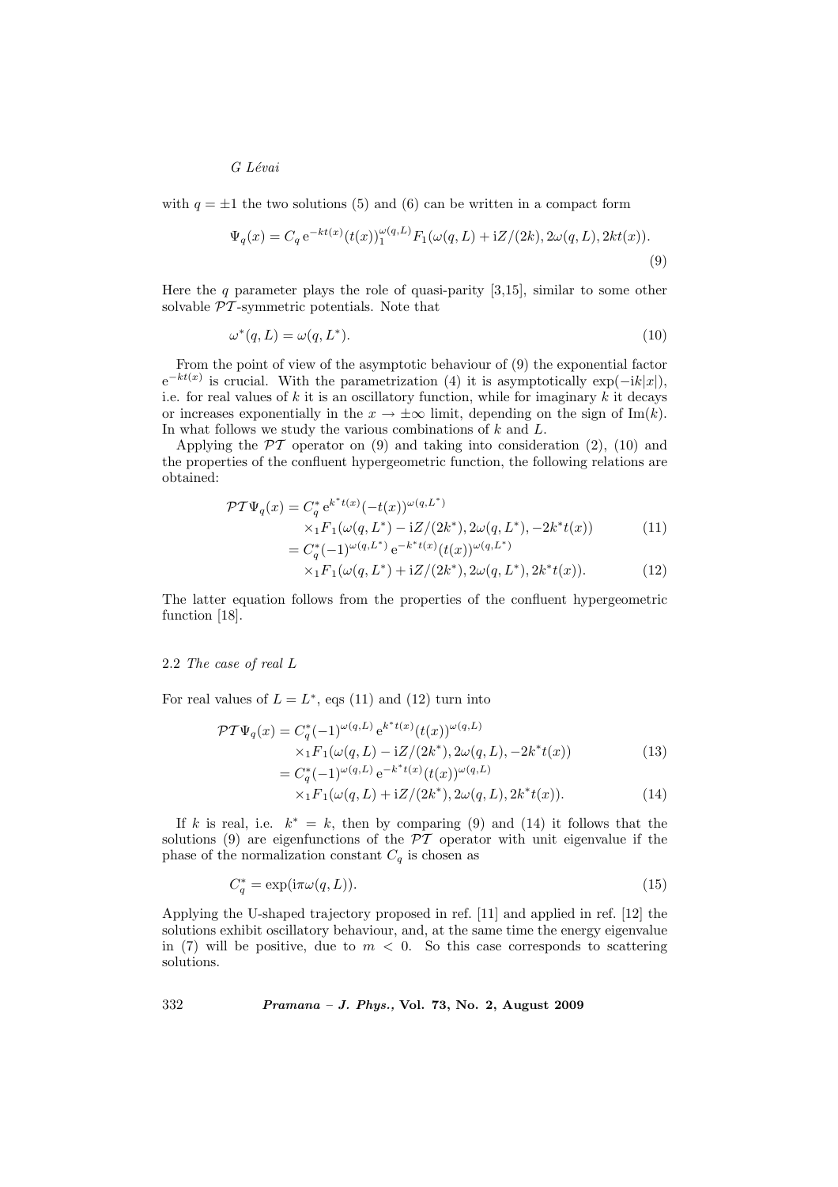with $q = \pm 1$ the two solutions (5) and (6) can be written in a compact form

$$\Psi_q(x) = C_q \, \mathrm{e}^{-kt(x)} (t(x))^{\omega(q,L)} {}_1F_1(\omega(q,L) + \mathrm{i}Z/(2k), 2\omega(q,L), 2kt(x)). \tag{9}$$

Here the $q$ parameter plays the role of quasi-parity [3,15], similar to some other solvable $\mathcal{PT}$-symmetric potentials. Note that

$$\omega^*(q,L) = \omega(q,L^*). \tag{10}$$

From the point of view of the asymptotic behaviour of (9) the exponential factor $\mathrm{e}^{-kt(x)}$ is crucial. With the parametrization (4) it is asymptotically $\exp(-\mathrm{i}k|x|)$, i.e. for real values of $k$ it is an oscillatory function, while for imaginary $k$ it decays or increases exponentially in the $x \to \pm\infty$ limit, depending on the sign of $\mathrm{Im}(k)$. In what follows we study the various combinations of $k$ and $L$.

Applying the $\mathcal{PT}$ operator on (9) and taking into consideration (2), (10) and the properties of the confluent hypergeometric function, the following relations are obtained:

$$\begin{aligned}
\mathcal{PT}\Psi_q(x) &= C_q^* \, \mathrm{e}^{k^* t(x)} (-t(x))^{\omega(q,L^*)} \\
&\quad \times {}_1F_1(\omega(q,L^*) - \mathrm{i}Z/(2k^*), 2\omega(q,L^*), -2k^* t(x)) \qquad (11)\\
&= C_q^* (-1)^{\omega(q,L^*)} \, \mathrm{e}^{-k^* t(x)} (t(x))^{\omega(q,L^*)} \\
&\quad \times {}_1F_1(\omega(q,L^*) + \mathrm{i}Z/(2k^*), 2\omega(q,L^*), 2k^* t(x)). \qquad (12)
\end{aligned}$$

The latter equation follows from the properties of the confluent hypergeometric function [18].

### 2.2 *The case of real L*

For real values of $L = L^*$, eqs (11) and (12) turn into

$$\begin{aligned}
\mathcal{PT}\Psi_q(x) &= C_q^* (-1)^{\omega(q,L)} \, \mathrm{e}^{k^* t(x)} (t(x))^{\omega(q,L)} \\
&\quad \times {}_1F_1(\omega(q,L) - \mathrm{i}Z/(2k^*), 2\omega(q,L), -2k^* t(x)) \qquad (13)\\
&= C_q^* (-1)^{\omega(q,L)} \, \mathrm{e}^{-k^* t(x)} (t(x))^{\omega(q,L)} \\
&\quad \times {}_1F_1(\omega(q,L) + \mathrm{i}Z/(2k^*), 2\omega(q,L), 2k^* t(x)). \qquad (14)
\end{aligned}$$

If $k$ is real, i.e. $k^* = k$, then by comparing (9) and (14) it follows that the solutions (9) are eigenfunctions of the $\mathcal{PT}$ operator with unit eigenvalue if the phase of the normalization constant $C_q$ is chosen as

$$C_q^* = \exp(\mathrm{i}\pi\omega(q,L)). \tag{15}$$

Applying the U-shaped trajectory proposed in ref. [11] and applied in ref. [12] the solutions exhibit oscillatory behaviour, and, at the same time the energy eigenvalue in (7) will be positive, due to $m < 0$. So this case corresponds to scattering solutions.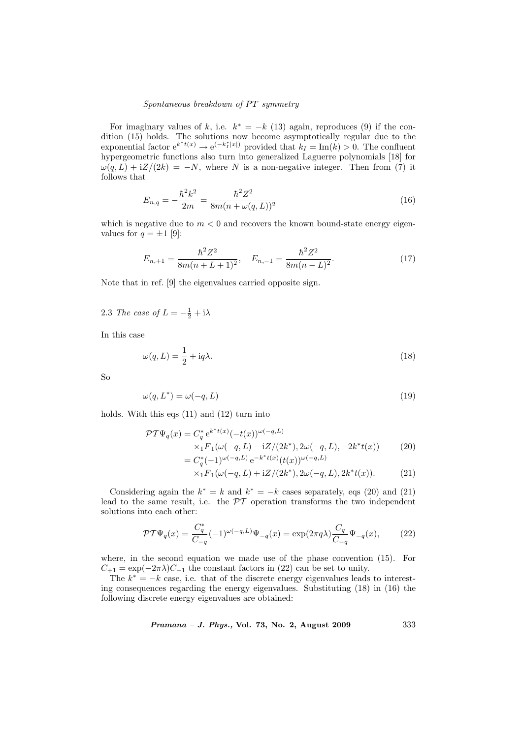For imaginary values of $k$, i.e. $k^* = -k$ (13) again, reproduces (9) if the condition (15) holds. The solutions now become asymptotically regular due to the exponential factor $\mathrm{e}^{k^* t(x)} \rightarrow \mathrm{e}^{(-k_I^* |x|)}$ provided that $k_I = \mathrm{Im}(k) > 0$. The confluent hypergeometric functions also turn into generalized Laguerre polynomials [18] for $\omega(q, L) + \mathrm{i}Z/(2k) = -N$, where $N$ is a non-negative integer. Then from (7) it follows that

$$E_{n,q} = -\frac{\hbar^2 k^2}{2m} = \frac{\hbar^2 Z^2}{8m(n + \omega(q,L))^2} \tag{16}$$

which is negative due to $m < 0$ and recovers the known bound-state energy eigenvalues for $q = \pm 1$ [9]:

$$E_{n,+1} = \frac{\hbar^2 Z^2}{8m(n + L + 1)^2}, \quad E_{n,-1} = \frac{\hbar^2 Z^2}{8m(n - L)^2}. \tag{17}$$

Note that in ref. [9] the eigenvalues carried opposite sign.

### 2.3 *The case of* $L = -\frac{1}{2} + \mathrm{i}\lambda$

In this case

$$\omega(q, L) = \frac{1}{2} + \mathrm{i}q\lambda. \tag{18}$$

So

$$\omega(q, L^*) = \omega(-q, L) \tag{19}$$

holds. With this eqs (11) and (12) turn into

$$\begin{aligned}
\mathcal{PT}\Psi_q(x) &= C_q^* \,\mathrm{e}^{k^* t(x)} (-t(x))^{\omega(-q,L)} \\
&\quad \times {}_1F_1(\omega(-q,L) - \mathrm{i}Z/(2k^*), 2\omega(-q,L), -2k^* t(x)) \qquad (20)\\
&= C_q^* (-1)^{\omega(-q,L)} \,\mathrm{e}^{-k^* t(x)} (t(x))^{\omega(-q,L)} \\
&\quad \times {}_1F_1(\omega(-q,L) + \mathrm{i}Z/(2k^*), 2\omega(-q,L), 2k^* t(x)). \qquad (21)
\end{aligned}$$

Considering again the $k^* = k$ and $k^* = -k$ cases separately, eqs (20) and (21) lead to the same result, i.e. the $\mathcal{PT}$ operation transforms the two independent solutions into each other:

$$\mathcal{PT}\Psi_q(x) = \frac{C_q^*}{C_{-q}} (-1)^{\omega(-q,L)} \Psi_{-q}(x) = \exp(2\pi q\lambda) \frac{C_q}{C_{-q}} \Psi_{-q}(x), \tag{22}$$

where, in the second equation we made use of the phase convention (15). For $C_{+1} = \exp(-2\pi\lambda) C_{-1}$ the constant factors in (22) can be set to unity.

The $k^* = -k$ case, i.e. that of the discrete energy eigenvalues leads to interesting consequences regarding the energy eigenvalues. Substituting (18) in (16) the following discrete energy eigenvalues are obtained: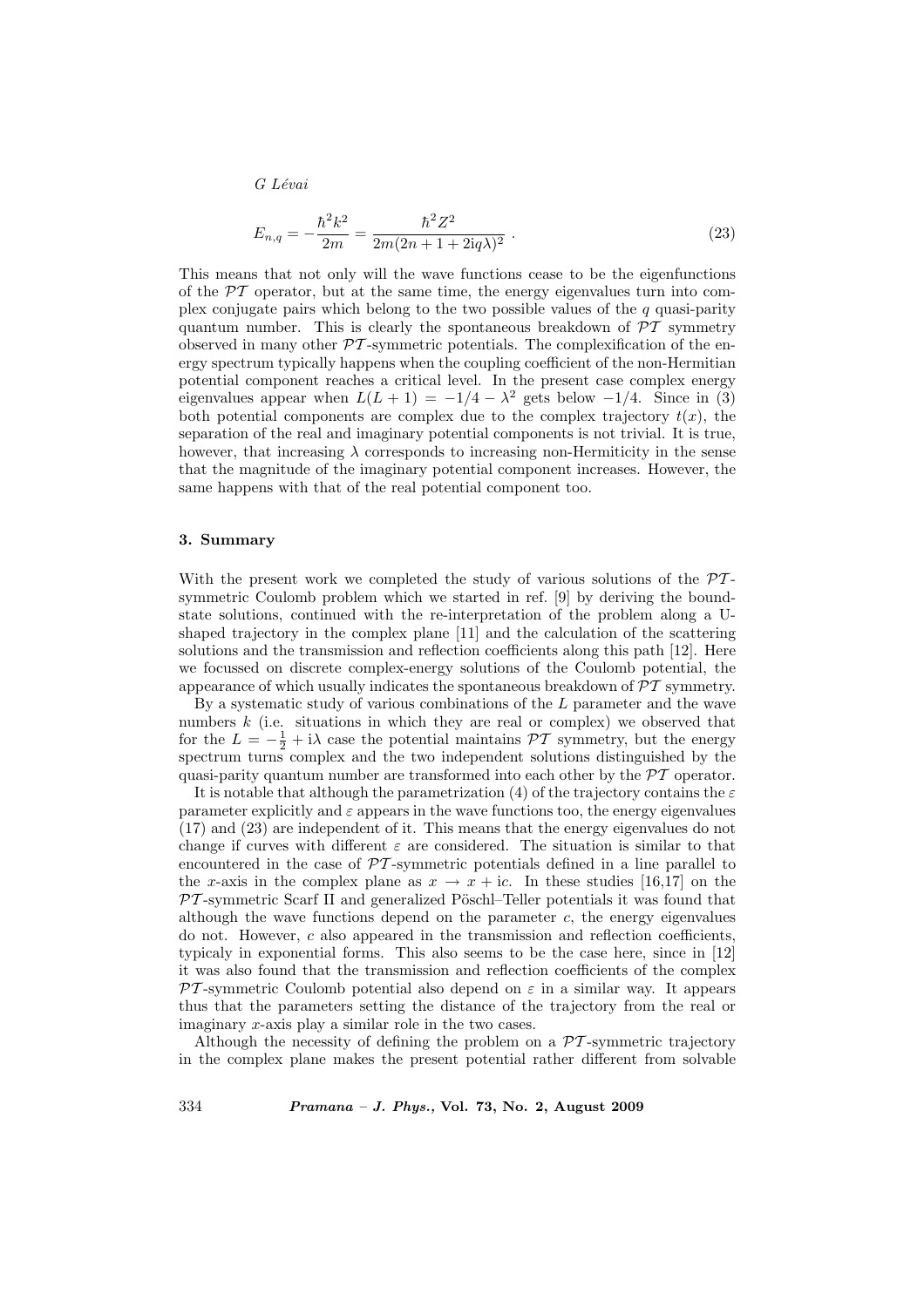$$E_{n,q} = -\frac{\hbar^2 k^2}{2m} = \frac{\hbar^2 Z^2}{2m(2n+1+2\mathrm{i}q\lambda)^2} \ . \tag{23}$$

This means that not only will the wave functions cease to be the eigenfunctions of the $\mathcal{PT}$ operator, but at the same time, the energy eigenvalues turn into complex conjugate pairs which belong to the two possible values of the $q$ quasi-parity quantum number. This is clearly the spontaneous breakdown of $\mathcal{PT}$ symmetry observed in many other $\mathcal{PT}$-symmetric potentials. The complexification of the energy spectrum typically happens when the coupling coefficient of the non-Hermitian potential component reaches a critical level. In the present case complex energy eigenvalues appear when $L(L+1) = -1/4 - \lambda^2$ gets below $-1/4$. Since in (3) both potential components are complex due to the complex trajectory $t(x)$, the separation of the real and imaginary potential components is not trivial. It is true, however, that increasing $\lambda$ corresponds to increasing non-Hermiticity in the sense that the magnitude of the imaginary potential component increases. However, the same happens with that of the real potential component too.

### 3. Summary

With the present work we completed the study of various solutions of the $\mathcal{PT}$-symmetric Coulomb problem which we started in ref. [9] by deriving the bound-state solutions, continued with the re-interpretation of the problem along a U-shaped trajectory in the complex plane [11] and the calculation of the scattering solutions and the transmission and reflection coefficients along this path [12]. Here we focussed on discrete complex-energy solutions of the Coulomb potential, the appearance of which usually indicates the spontaneous breakdown of $\mathcal{PT}$ symmetry.

By a systematic study of various combinations of the $L$ parameter and the wave numbers $k$ (i.e. situations in which they are real or complex) we observed that for the $L = -\frac{1}{2} + \mathrm{i}\lambda$ case the potential maintains $\mathcal{PT}$ symmetry, but the energy spectrum turns complex and the two independent solutions distinguished by the quasi-parity quantum number are transformed into each other by the $\mathcal{PT}$ operator.

It is notable that although the parametrization (4) of the trajectory contains the $\varepsilon$ parameter explicitly and $\varepsilon$ appears in the wave functions too, the energy eigenvalues (17) and (23) are independent of it. This means that the energy eigenvalues do not change if curves with different $\varepsilon$ are considered. The situation is similar to that encountered in the case of $\mathcal{PT}$-symmetric potentials defined in a line parallel to the $x$-axis in the complex plane as $x \to x + \mathrm{i}c$. In these studies [16,17] on the $\mathcal{PT}$-symmetric Scarf II and generalized Pöschl–Teller potentials it was found that although the wave functions depend on the parameter $c$, the energy eigenvalues do not. However, $c$ also appeared in the transmission and reflection coefficients, typicaly in exponential forms. This also seems to be the case here, since in [12] it was also found that the transmission and reflection coefficients of the complex $\mathcal{PT}$-symmetric Coulomb potential also depend on $\varepsilon$ in a similar way. It appears thus that the parameters setting the distance of the trajectory from the real or imaginary $x$-axis play a similar role in the two cases.

Although the necessity of defining the problem on a $\mathcal{PT}$-symmetric trajectory in the complex plane makes the present potential rather different from solvable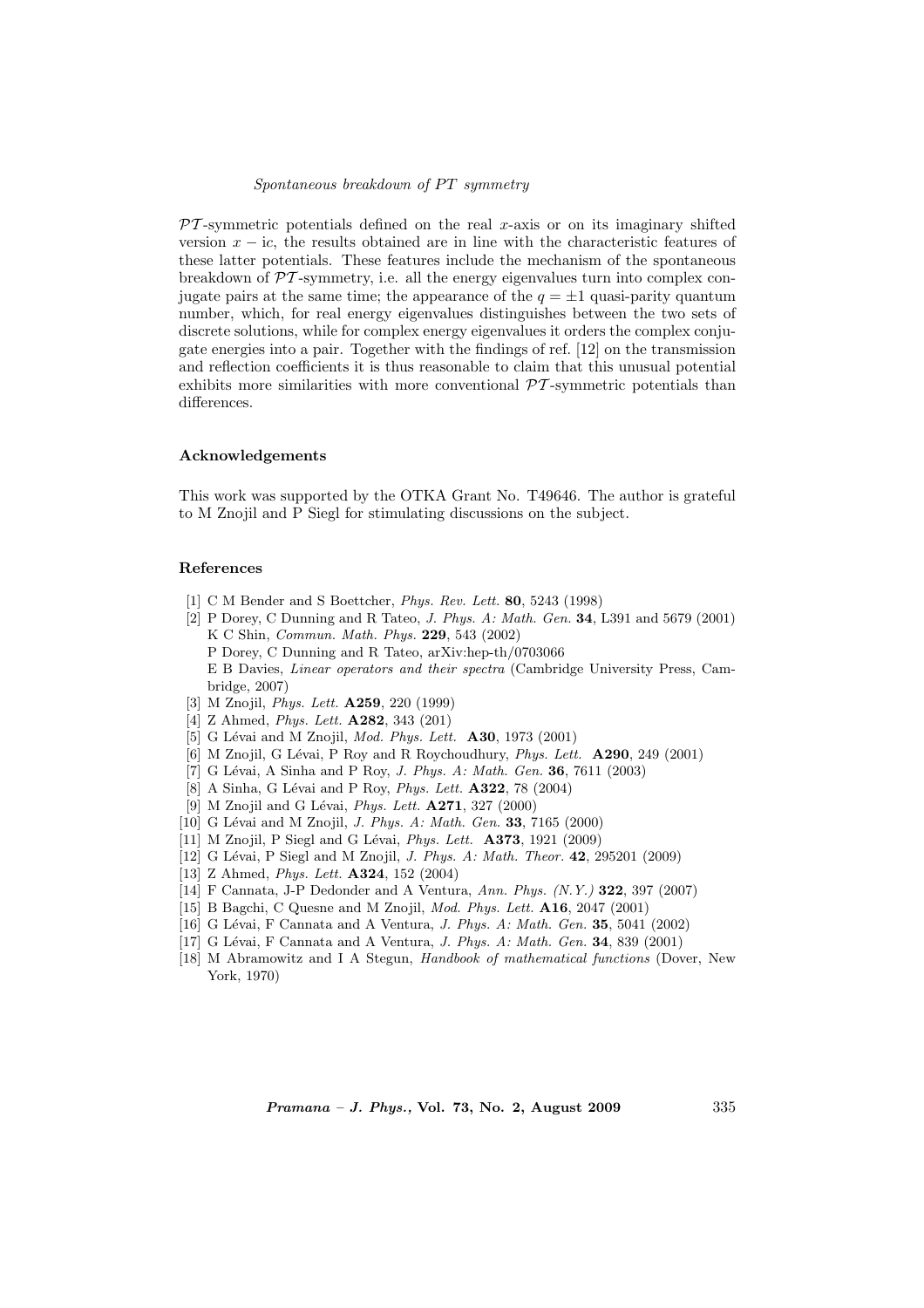$\mathcal{PT}$-symmetric potentials defined on the real $x$-axis or on its imaginary shifted version $x - \mathrm{i}c$, the results obtained are in line with the characteristic features of these latter potentials. These features include the mechanism of the spontaneous breakdown of $\mathcal{PT}$-symmetry, i.e. all the energy eigenvalues turn into complex conjugate pairs at the same time; the appearance of the $q = \pm 1$ quasi-parity quantum number, which, for real energy eigenvalues distinguishes between the two sets of discrete solutions, while for complex energy eigenvalues it orders the complex conjugate energies into a pair. Together with the findings of ref. [12] on the transmission and reflection coefficients it is thus reasonable to claim that this unusual potential exhibits more similarities with more conventional $\mathcal{PT}$-symmetric potentials than differences.

## Acknowledgements

This work was supported by the OTKA Grant No. T49646. The author is grateful to M Znojil and P Siegl for stimulating discussions on the subject.

## References

[1] C M Bender and S Boettcher, *Phys. Rev. Lett.* **80**, 5243 (1998)

[2] P Dorey, C Dunning and R Tateo, *J. Phys. A: Math. Gen.* **34**, L391 and 5679 (2001)
K C Shin, *Commun. Math. Phys.* **229**, 543 (2002)
P Dorey, C Dunning and R Tateo, arXiv:hep-th/0703066
E B Davies, *Linear operators and their spectra* (Cambridge University Press, Cambridge, 2007)

[3] M Znojil, *Phys. Lett.* **A259**, 220 (1999)

[4] Z Ahmed, *Phys. Lett.* **A282**, 343 (201)

[5] G Lévai and M Znojil, *Mod. Phys. Lett.* **A30**, 1973 (2001)

[6] M Znojil, G Lévai, P Roy and R Roychoudhury, *Phys. Lett.* **A290**, 249 (2001)

[7] G Lévai, A Sinha and P Roy, *J. Phys. A: Math. Gen.* **36**, 7611 (2003)

[8] A Sinha, G Lévai and P Roy, *Phys. Lett.* **A322**, 78 (2004)

[9] M Znojil and G Lévai, *Phys. Lett.* **A271**, 327 (2000)

[10] G Lévai and M Znojil, *J. Phys. A: Math. Gen.* **33**, 7165 (2000)

[11] M Znojil, P Siegl and G Lévai, *Phys. Lett.* **A373**, 1921 (2009)

[12] G Lévai, P Siegl and M Znojil, *J. Phys. A: Math. Theor.* **42**, 295201 (2009)

[13] Z Ahmed, *Phys. Lett.* **A324**, 152 (2004)

[14] F Cannata, J-P Dedonder and A Ventura, *Ann. Phys. (N.Y.)* **322**, 397 (2007)

[15] B Bagchi, C Quesne and M Znojil, *Mod. Phys. Lett.* **A16**, 2047 (2001)

[16] G Lévai, F Cannata and A Ventura, *J. Phys. A: Math. Gen.* **35**, 5041 (2002)

[17] G Lévai, F Cannata and A Ventura, *J. Phys. A: Math. Gen.* **34**, 839 (2001)

[18] M Abramowitz and I A Stegun, *Handbook of mathematical functions* (Dover, New York, 1970)